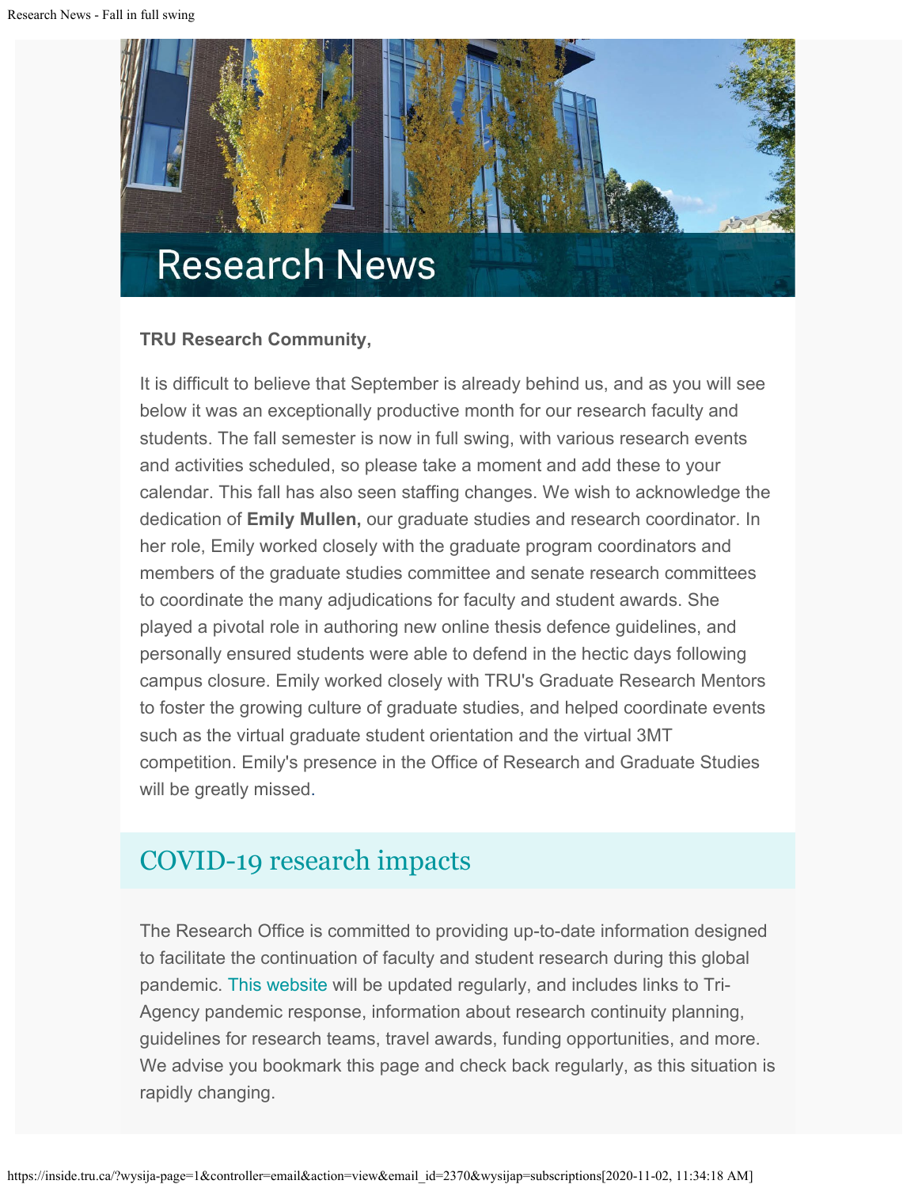# Research News

**TRU Research Community,**

It is difficult to believe that September is already behind us, and as you will see below it was an exceptionally productive month for our research faculty and students. The fall semester is now in full swing, with various research events and activities scheduled, so please take a moment and add these to your calendar. This fall has also seen staffing changes. We wish to acknowledge the dedication of **Emily Mullen,** our graduate studies and research coordinator. In her role, Emily worked closely with the graduate program coordinators and members of the graduate studies committee and senate research committees to coordinate the many adjudications for faculty and student awards. She played a pivotal role in authoring new online thesis defence guidelines, and personally ensured students were able to defend in the hectic days following campus closure. Emily worked closely with TRU's Graduate Research Mentors to foster the growing culture of graduate studies, and helped coordinate events such as the virtual graduate student orientation and the virtual 3MT competition. Emily's presence in the Office of Research and Graduate Studies will be greatly missed.

## COVID-19 research impacts

The Research Office is committed to providing up-to-date information designed to facilitate the continuation of faculty and student research during this global pandemic. This website will be updated regularly, and includes links to Tri-Agency pandemic response, information about research continuity planning, guidelines for research teams, travel awards, funding opportunities, and more. We advise you bookmark this page and check back regularly, as this situation is rapidly changing.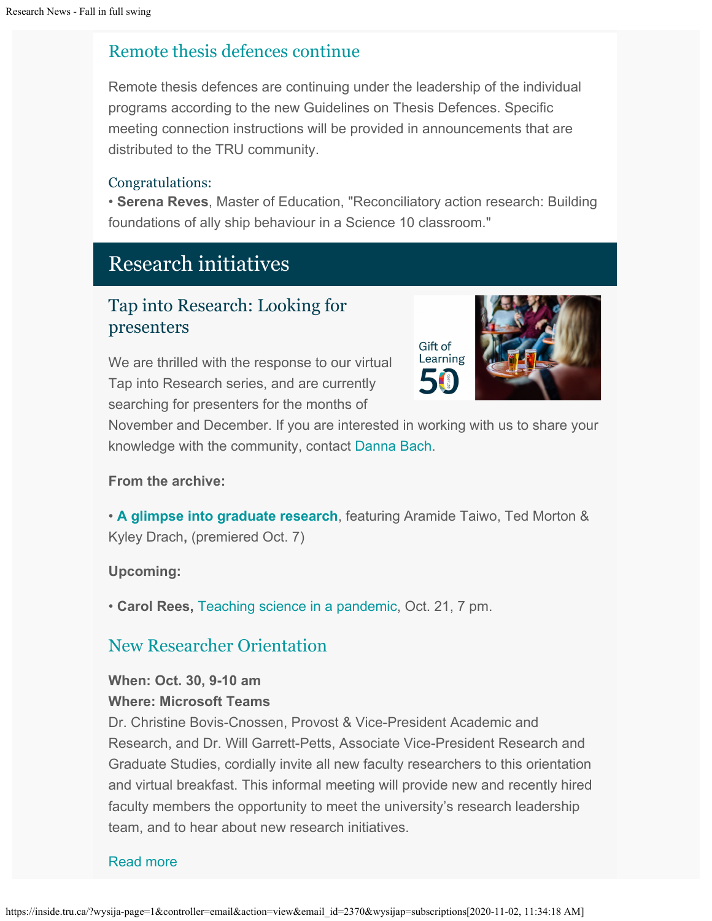## Remote thesis defences continue

Remote thesis defences are continuing under the leadership of the individual programs according to the new Guidelines on Thesis Defences. Specific meeting connection instructions will be provided in announcements that are distributed to the TRU community.

### Congratulations:

• **Serena Reves**, Master of Education, "Reconciliatory action research: Building foundations of ally ship behaviour in a Science 10 classroom."

# Research initiatives

## Tap into Research: Looking for presenters

We are thrilled with the response to our virtual Tap into Research series, and are currently searching for presenters for the months of November and December. If you are interested in working with us to share your knowledge with the community, contact Danna Bach.

**From the archive:**

• **A glimpse into graduate research**, featuring Aramide Taiwo, Ted Morton & Kyley Drach**,** (premiered Oct. 7)

**Upcoming:**

• **Carol Rees,** Teaching science in a pandemic, Oct. 21, 7 pm.

## New Researcher Orientation

**When: Oct. 30, 9-10 am**
**Where: Microsoft Teams**
Dr. Christine Bovis-Cnossen, Provost & Vice-President Academic and Research, and Dr. Will Garrett-Petts, Associate Vice-President Research and Graduate Studies, cordially invite all new faculty researchers to this orientation and virtual breakfast. This informal meeting will provide new and recently hired faculty members the opportunity to meet the university's research leadership team, and to hear about new research initiatives.

Read more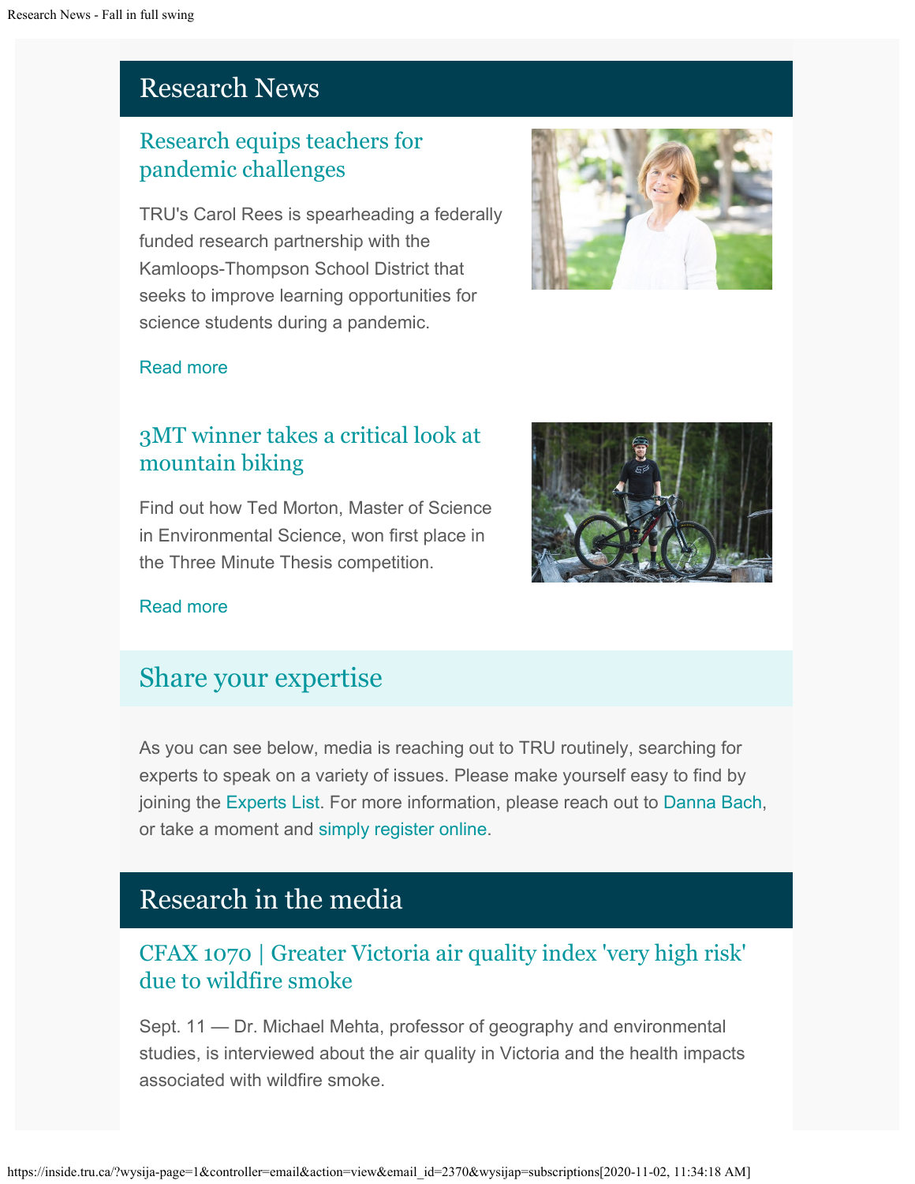## Research News

### Research equips teachers for pandemic challenges

TRU's Carol Rees is spearheading a federally funded research partnership with the Kamloops-Thompson School District that seeks to improve learning opportunities for science students during a pandemic.

Read more

### 3MT winner takes a critical look at mountain biking

Find out how Ted Morton, Master of Science in Environmental Science, won first place in the Three Minute Thesis competition.

Read more

## Share your expertise

As you can see below, media is reaching out to TRU routinely, searching for experts to speak on a variety of issues. Please make yourself easy to find by joining the Experts List. For more information, please reach out to Danna Bach, or take a moment and simply register online.

## Research in the media

### CFAX 1070 | Greater Victoria air quality index 'very high risk' due to wildfire smoke

Sept. 11 — Dr. Michael Mehta, professor of geography and environmental studies, is interviewed about the air quality in Victoria and the health impacts associated with wildfire smoke.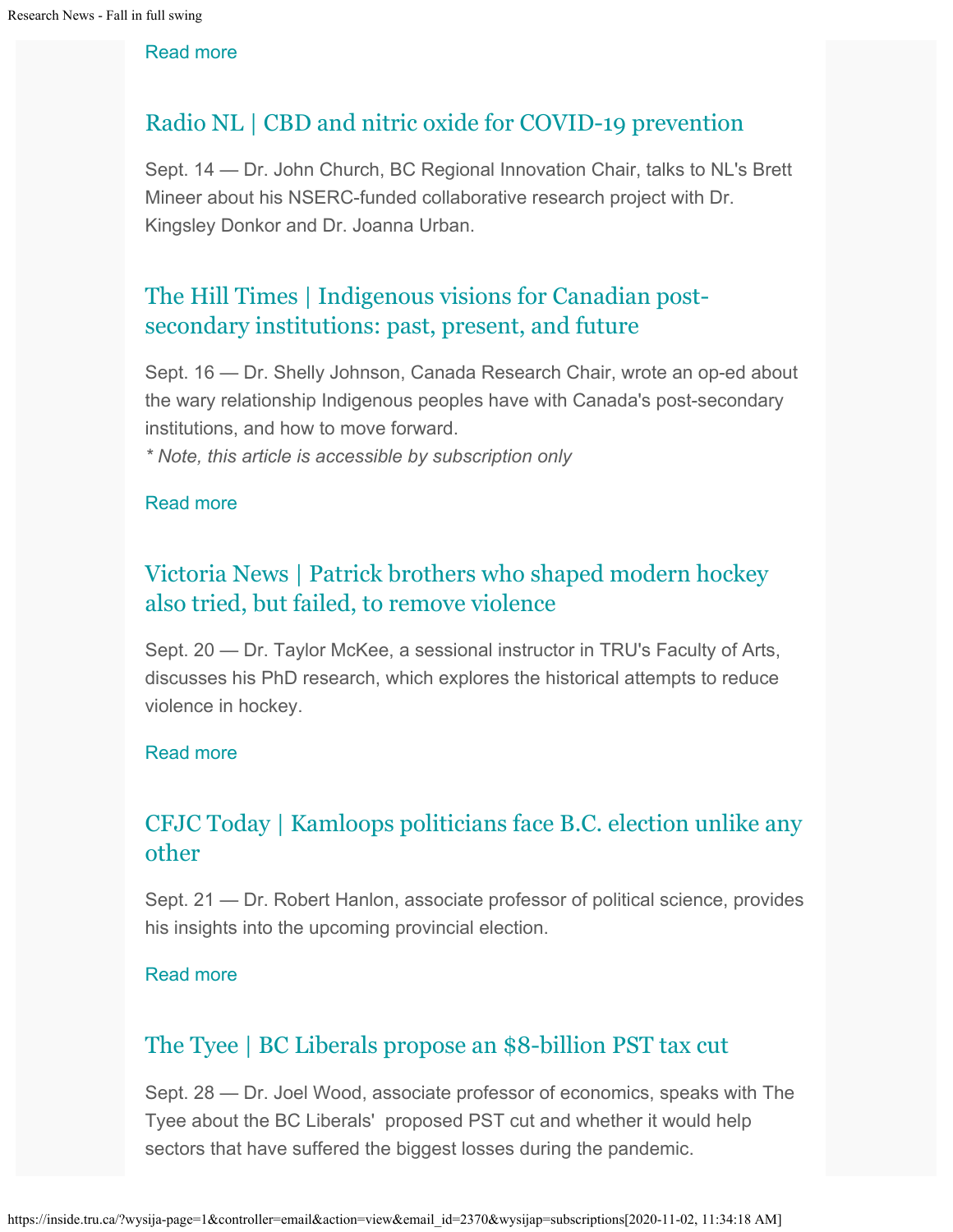Read more

## Radio NL | CBD and nitric oxide for COVID-19 prevention

Sept. 14 — Dr. John Church, BC Regional Innovation Chair, talks to NL's Brett Mineer about his NSERC-funded collaborative research project with Dr. Kingsley Donkor and Dr. Joanna Urban.

## The Hill Times | Indigenous visions for Canadian post-secondary institutions: past, present, and future

Sept. 16 — Dr. Shelly Johnson, Canada Research Chair, wrote an op-ed about the wary relationship Indigenous peoples have with Canada's post-secondary institutions, and how to move forward.
*\* Note, this article is accessible by subscription only*

Read more

## Victoria News | Patrick brothers who shaped modern hockey also tried, but failed, to remove violence

Sept. 20 — Dr. Taylor McKee, a sessional instructor in TRU's Faculty of Arts, discusses his PhD research, which explores the historical attempts to reduce violence in hockey.

Read more

## CFJC Today | Kamloops politicians face B.C. election unlike any other

Sept. 21 — Dr. Robert Hanlon, associate professor of political science, provides his insights into the upcoming provincial election.

Read more

## The Tyee | BC Liberals propose an $8-billion PST tax cut

Sept. 28 — Dr. Joel Wood, associate professor of economics, speaks with The Tyee about the BC Liberals' proposed PST cut and whether it would help sectors that have suffered the biggest losses during the pandemic.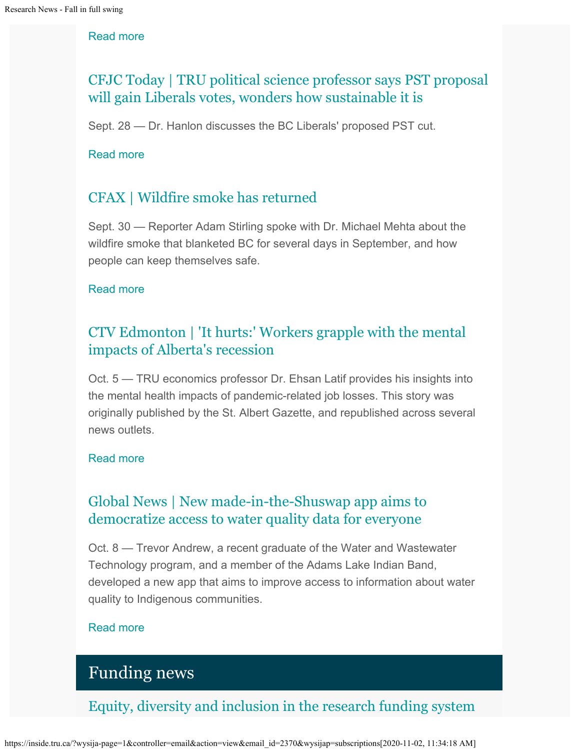Read more

### CFJC Today | TRU political science professor says PST proposal will gain Liberals votes, wonders how sustainable it is

Sept. 28 — Dr. Hanlon discusses the BC Liberals' proposed PST cut.

Read more

### CFAX | Wildfire smoke has returned

Sept. 30 — Reporter Adam Stirling spoke with Dr. Michael Mehta about the wildfire smoke that blanketed BC for several days in September, and how people can keep themselves safe.

Read more

### CTV Edmonton | 'It hurts:' Workers grapple with the mental impacts of Alberta's recession

Oct. 5 — TRU economics professor Dr. Ehsan Latif provides his insights into the mental health impacts of pandemic-related job losses. This story was originally published by the St. Albert Gazette, and republished across several news outlets.

Read more

### Global News | New made-in-the-Shuswap app aims to democratize access to water quality data for everyone

Oct. 8 — Trevor Andrew, a recent graduate of the Water and Wastewater Technology program, and a member of the Adams Lake Indian Band, developed a new app that aims to improve access to information about water quality to Indigenous communities.

Read more

## Funding news

### Equity, diversity and inclusion in the research funding system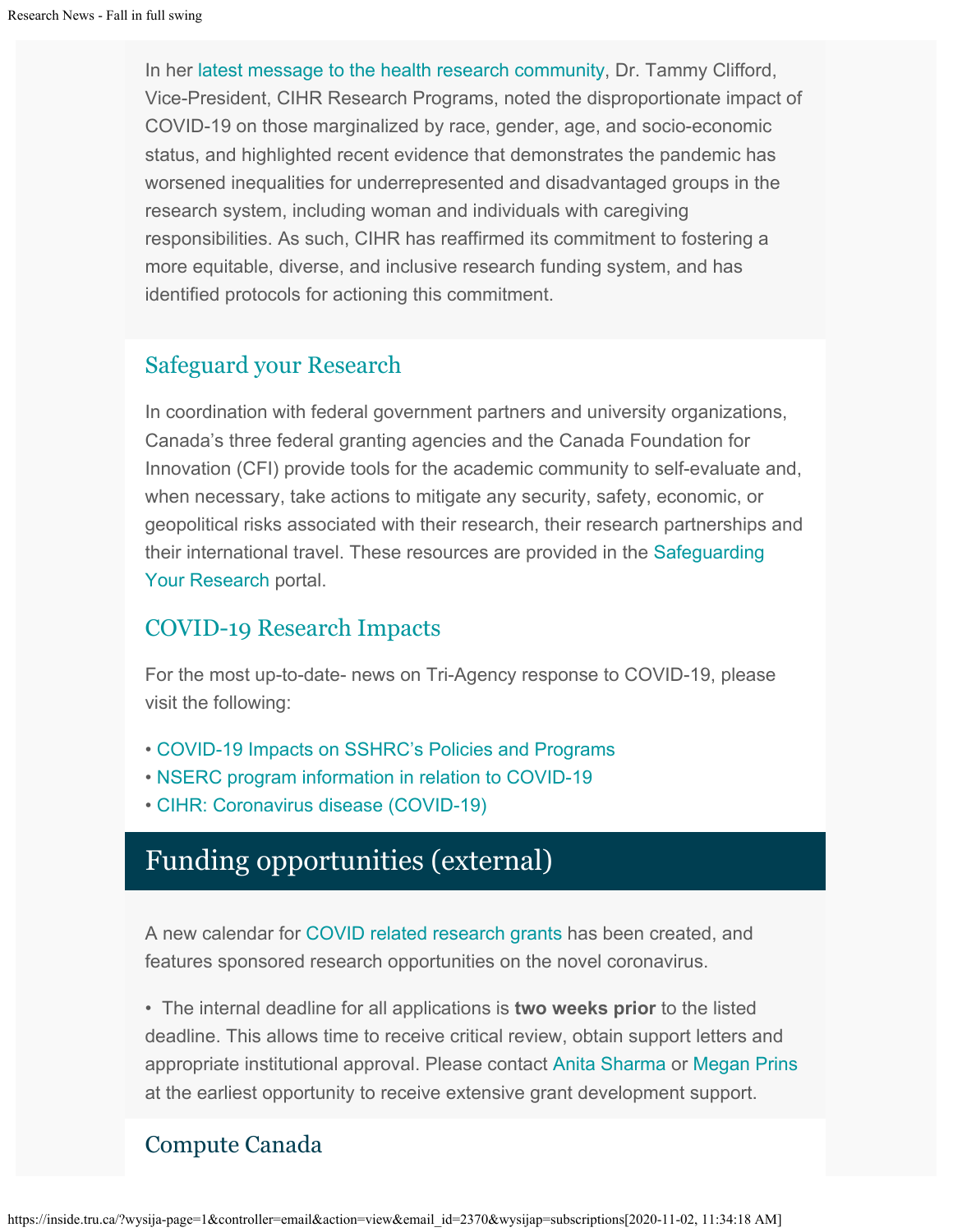In her latest message to the health research community, Dr. Tammy Clifford, Vice-President, CIHR Research Programs, noted the disproportionate impact of COVID-19 on those marginalized by race, gender, age, and socio-economic status, and highlighted recent evidence that demonstrates the pandemic has worsened inequalities for underrepresented and disadvantaged groups in the research system, including woman and individuals with caregiving responsibilities. As such, CIHR has reaffirmed its commitment to fostering a more equitable, diverse, and inclusive research funding system, and has identified protocols for actioning this commitment.

## Safeguard your Research

In coordination with federal government partners and university organizations, Canada's three federal granting agencies and the Canada Foundation for Innovation (CFI) provide tools for the academic community to self-evaluate and, when necessary, take actions to mitigate any security, safety, economic, or geopolitical risks associated with their research, their research partnerships and their international travel. These resources are provided in the Safeguarding Your Research portal.

## COVID-19 Research Impacts

For the most up-to-date- news on Tri-Agency response to COVID-19, please visit the following:

- COVID-19 Impacts on SSHRC's Policies and Programs
- NSERC program information in relation to COVID-19
- CIHR: Coronavirus disease (COVID-19)

# Funding opportunities (external)

A new calendar for COVID related research grants has been created, and features sponsored research opportunities on the novel coronavirus.

- The internal deadline for all applications is **two weeks prior** to the listed deadline. This allows time to receive critical review, obtain support letters and appropriate institutional approval. Please contact Anita Sharma or Megan Prins at the earliest opportunity to receive extensive grant development support.

## Compute Canada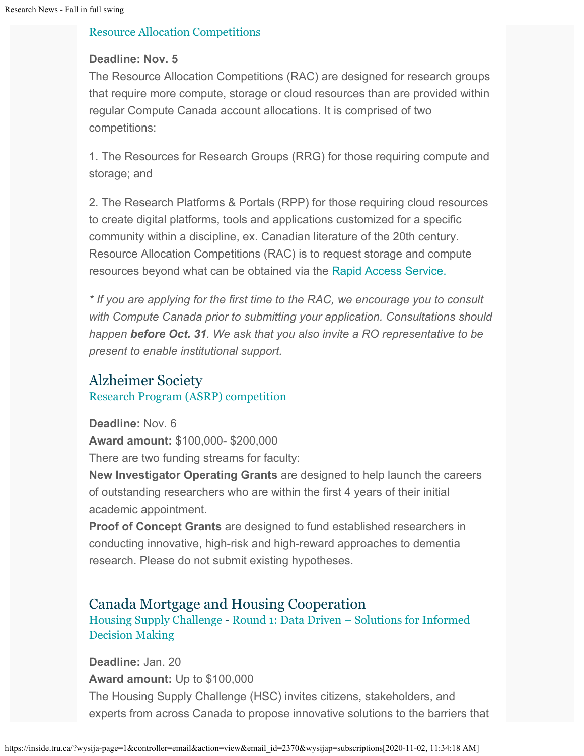### Resource Allocation Competitions

**Deadline: Nov. 5**
The Resource Allocation Competitions (RAC) are designed for research groups that require more compute, storage or cloud resources than are provided within regular Compute Canada account allocations. It is comprised of two competitions:

1. The Resources for Research Groups (RRG) for those requiring compute and storage; and

2. The Research Platforms & Portals (RPP) for those requiring cloud resources to create digital platforms, tools and applications customized for a specific community within a discipline, ex. Canadian literature of the 20th century. Resource Allocation Competitions (RAC) is to request storage and compute resources beyond what can be obtained via the Rapid Access Service.

*\* If you are applying for the first time to the RAC, we encourage you to consult with Compute Canada prior to submitting your application. Consultations should happen **before Oct. 31**. We ask that you also invite a RO representative to be present to enable institutional support.*

## Alzheimer Society

### Research Program (ASRP) competition

**Deadline:** Nov. 6
**Award amount:** $100,000- $200,000
There are two funding streams for faculty:
**New Investigator Operating Grants** are designed to help launch the careers of outstanding researchers who are within the first 4 years of their initial academic appointment.
**Proof of Concept Grants** are designed to fund established researchers in conducting innovative, high-risk and high-reward approaches to dementia research. Please do not submit existing hypotheses.

## Canada Mortgage and Housing Cooperation

### Housing Supply Challenge - Round 1: Data Driven – Solutions for Informed Decision Making

**Deadline:** Jan. 20
**Award amount:** Up to $100,000
The Housing Supply Challenge (HSC) invites citizens, stakeholders, and experts from across Canada to propose innovative solutions to the barriers that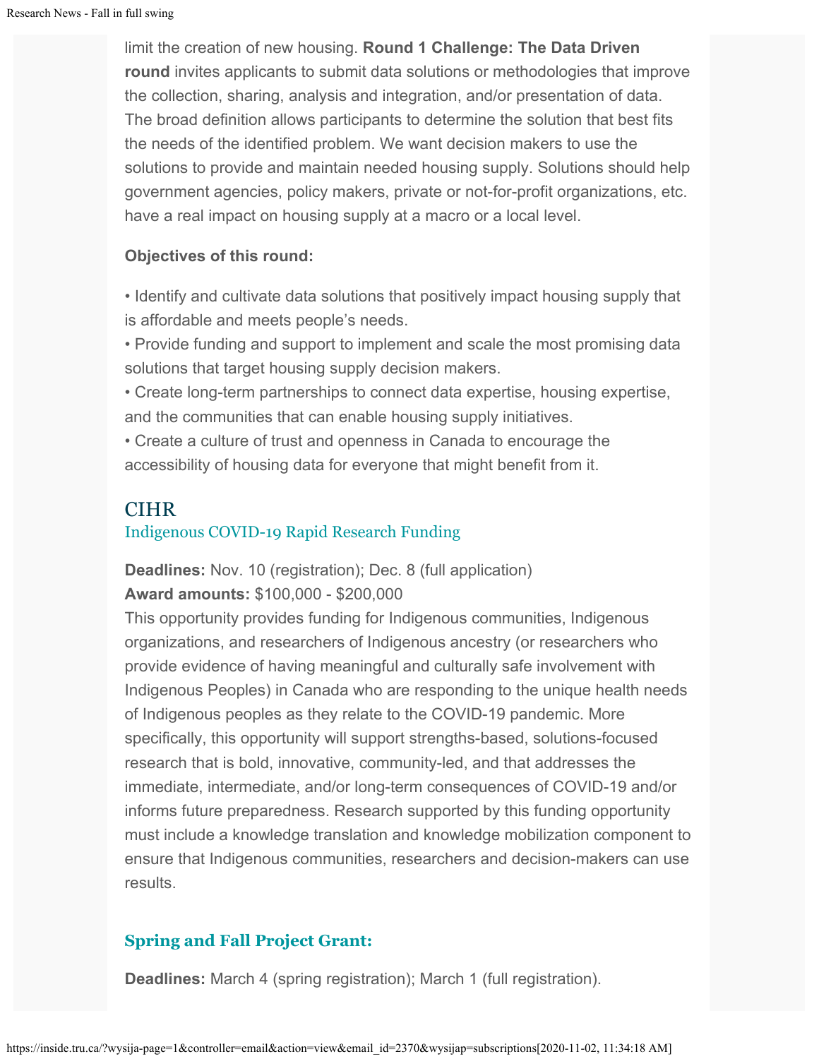limit the creation of new housing. **Round 1 Challenge: The Data Driven round** invites applicants to submit data solutions or methodologies that improve the collection, sharing, analysis and integration, and/or presentation of data. The broad definition allows participants to determine the solution that best fits the needs of the identified problem. We want decision makers to use the solutions to provide and maintain needed housing supply. Solutions should help government agencies, policy makers, private or not-for-profit organizations, etc. have a real impact on housing supply at a macro or a local level.

**Objectives of this round:**

• Identify and cultivate data solutions that positively impact housing supply that is affordable and meets people's needs.
• Provide funding and support to implement and scale the most promising data solutions that target housing supply decision makers.
• Create long-term partnerships to connect data expertise, housing expertise, and the communities that can enable housing supply initiatives.
• Create a culture of trust and openness in Canada to encourage the accessibility of housing data for everyone that might benefit from it.

## CIHR

### Indigenous COVID-19 Rapid Research Funding

**Deadlines:** Nov. 10 (registration); Dec. 8 (full application)
**Award amounts:** $100,000 - $200,000
This opportunity provides funding for Indigenous communities, Indigenous organizations, and researchers of Indigenous ancestry (or researchers who provide evidence of having meaningful and culturally safe involvement with Indigenous Peoples) in Canada who are responding to the unique health needs of Indigenous peoples as they relate to the COVID-19 pandemic. More specifically, this opportunity will support strengths-based, solutions-focused research that is bold, innovative, community-led, and that addresses the immediate, intermediate, and/or long-term consequences of COVID-19 and/or informs future preparedness. Research supported by this funding opportunity must include a knowledge translation and knowledge mobilization component to ensure that Indigenous communities, researchers and decision-makers can use results.

### Spring and Fall Project Grant:

**Deadlines:** March 4 (spring registration); March 1 (full registration).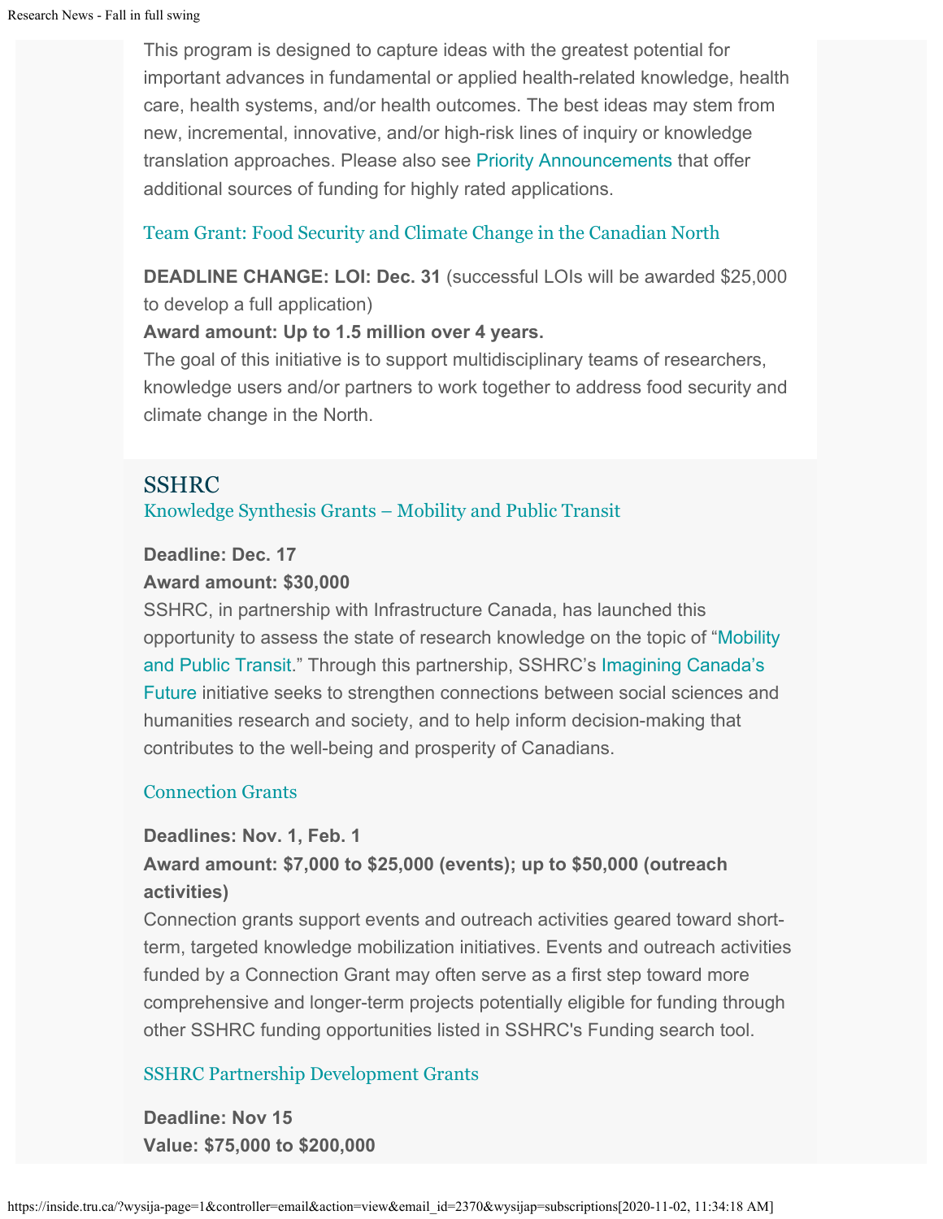This program is designed to capture ideas with the greatest potential for important advances in fundamental or applied health-related knowledge, health care, health systems, and/or health outcomes. The best ideas may stem from new, incremental, innovative, and/or high-risk lines of inquiry or knowledge translation approaches. Please also see Priority Announcements that offer additional sources of funding for highly rated applications.

### Team Grant: Food Security and Climate Change in the Canadian North

**DEADLINE CHANGE: LOI: Dec. 31** (successful LOIs will be awarded $25,000 to develop a full application)
**Award amount: Up to 1.5 million over 4 years.**
The goal of this initiative is to support multidisciplinary teams of researchers, knowledge users and/or partners to work together to address food security and climate change in the North.

## SSHRC

### Knowledge Synthesis Grants – Mobility and Public Transit

**Deadline: Dec. 17**
**Award amount: $30,000**
SSHRC, in partnership with Infrastructure Canada, has launched this opportunity to assess the state of research knowledge on the topic of "Mobility and Public Transit." Through this partnership, SSHRC's Imagining Canada's Future initiative seeks to strengthen connections between social sciences and humanities research and society, and to help inform decision-making that contributes to the well-being and prosperity of Canadians.

### Connection Grants

**Deadlines: Nov. 1, Feb. 1**
**Award amount: $7,000 to $25,000 (events); up to $50,000 (outreach activities)**
Connection grants support events and outreach activities geared toward short-term, targeted knowledge mobilization initiatives. Events and outreach activities funded by a Connection Grant may often serve as a first step toward more comprehensive and longer-term projects potentially eligible for funding through other SSHRC funding opportunities listed in SSHRC's Funding search tool.

### SSHRC Partnership Development Grants

**Deadline: Nov 15**
**Value: $75,000 to $200,000**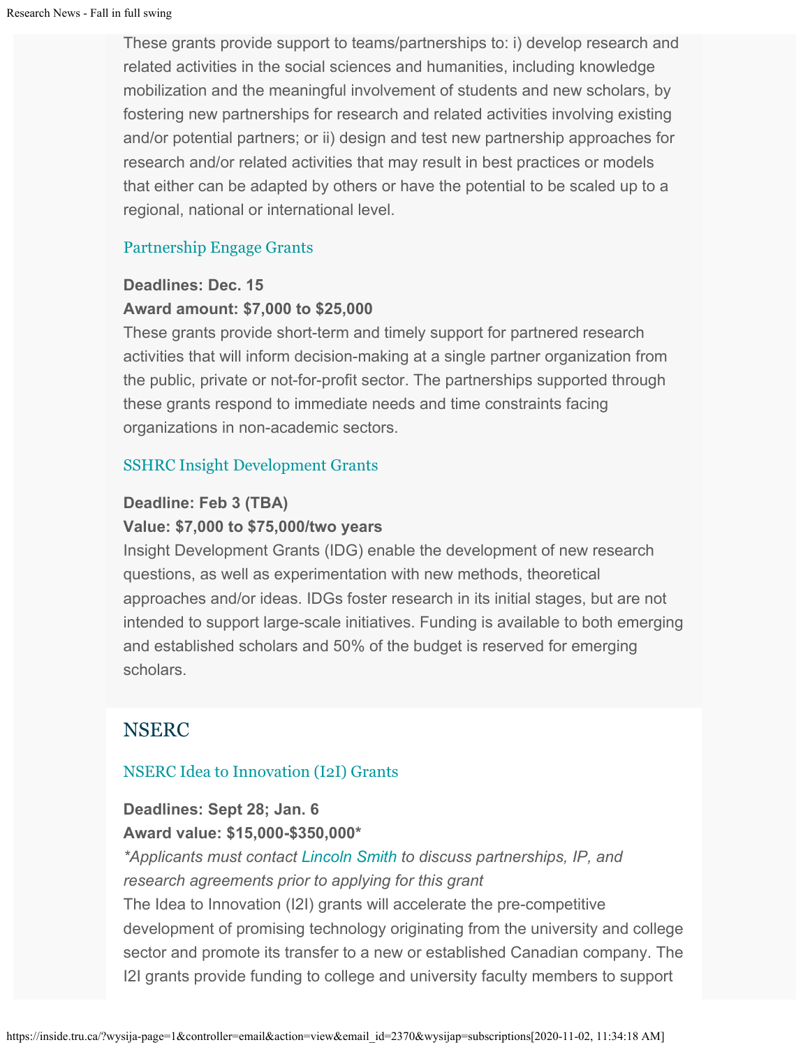These grants provide support to teams/partnerships to: i) develop research and related activities in the social sciences and humanities, including knowledge mobilization and the meaningful involvement of students and new scholars, by fostering new partnerships for research and related activities involving existing and/or potential partners; or ii) design and test new partnership approaches for research and/or related activities that may result in best practices or models that either can be adapted by others or have the potential to be scaled up to a regional, national or international level.

### Partnership Engage Grants

**Deadlines: Dec. 15**
**Award amount: $7,000 to $25,000**
These grants provide short-term and timely support for partnered research activities that will inform decision-making at a single partner organization from the public, private or not-for-profit sector. The partnerships supported through these grants respond to immediate needs and time constraints facing organizations in non-academic sectors.

### SSHRC Insight Development Grants

**Deadline: Feb 3 (TBA)**
**Value: $7,000 to $75,000/two years**
Insight Development Grants (IDG) enable the development of new research questions, as well as experimentation with new methods, theoretical approaches and/or ideas. IDGs foster research in its initial stages, but are not intended to support large-scale initiatives. Funding is available to both emerging and established scholars and 50% of the budget is reserved for emerging scholars.

## NSERC

### NSERC Idea to Innovation (I2I) Grants

**Deadlines: Sept 28; Jan. 6**
**Award value: $15,000-$350,000***
*\*Applicants must contact Lincoln Smith to discuss partnerships, IP, and research agreements prior to applying for this grant*
The Idea to Innovation (I2I) grants will accelerate the pre-competitive development of promising technology originating from the university and college sector and promote its transfer to a new or established Canadian company. The I2I grants provide funding to college and university faculty members to support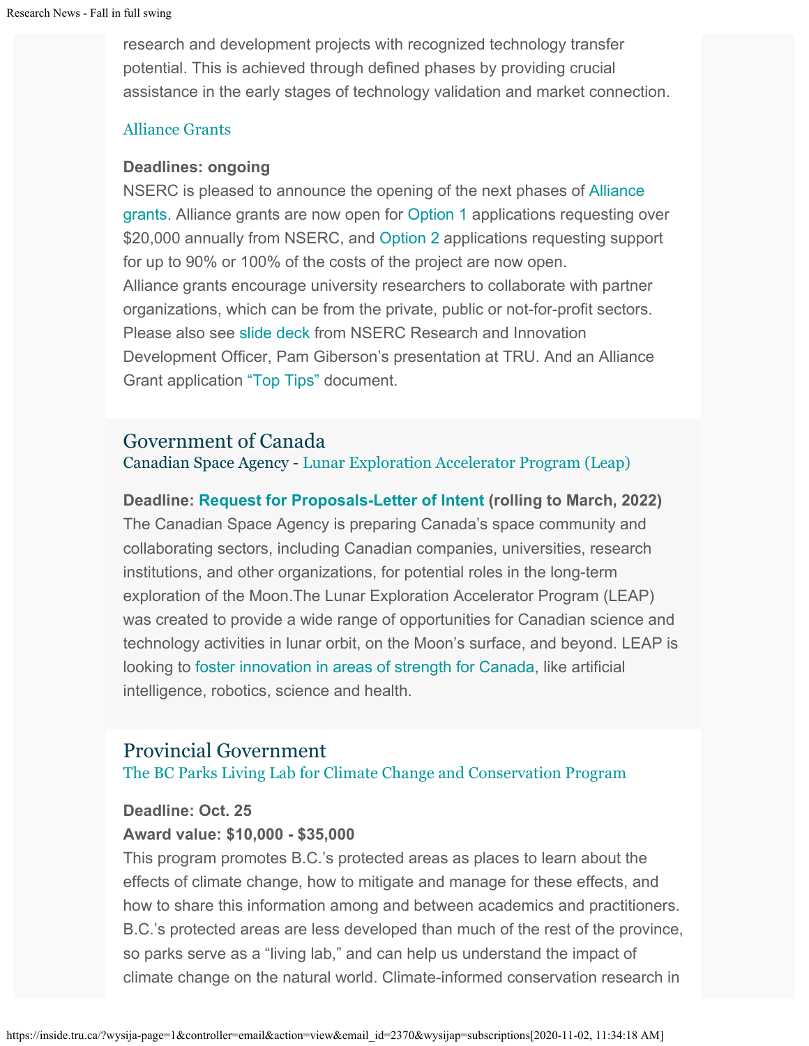research and development projects with recognized technology transfer potential. This is achieved through defined phases by providing crucial assistance in the early stages of technology validation and market connection.

### Alliance Grants

**Deadlines: ongoing**
NSERC is pleased to announce the opening of the next phases of Alliance grants. Alliance grants are now open for Option 1 applications requesting over $20,000 annually from NSERC, and Option 2 applications requesting support for up to 90% or 100% of the costs of the project are now open.
Alliance grants encourage university researchers to collaborate with partner organizations, which can be from the private, public or not-for-profit sectors. Please also see slide deck from NSERC Research and Innovation Development Officer, Pam Giberson's presentation at TRU. And an Alliance Grant application "Top Tips" document.

## Government of Canada

### Canadian Space Agency - Lunar Exploration Accelerator Program (Leap)

**Deadline: Request for Proposals-Letter of Intent (rolling to March, 2022)**
The Canadian Space Agency is preparing Canada's space community and collaborating sectors, including Canadian companies, universities, research institutions, and other organizations, for potential roles in the long-term exploration of the Moon.The Lunar Exploration Accelerator Program (LEAP) was created to provide a wide range of opportunities for Canadian science and technology activities in lunar orbit, on the Moon's surface, and beyond. LEAP is looking to foster innovation in areas of strength for Canada, like artificial intelligence, robotics, science and health.

## Provincial Government

### The BC Parks Living Lab for Climate Change and Conservation Program

**Deadline: Oct. 25**
**Award value: $10,000 - $35,000**
This program promotes B.C.'s protected areas as places to learn about the effects of climate change, how to mitigate and manage for these effects, and how to share this information among and between academics and practitioners. B.C.'s protected areas are less developed than much of the rest of the province, so parks serve as a "living lab," and can help us understand the impact of climate change on the natural world. Climate-informed conservation research in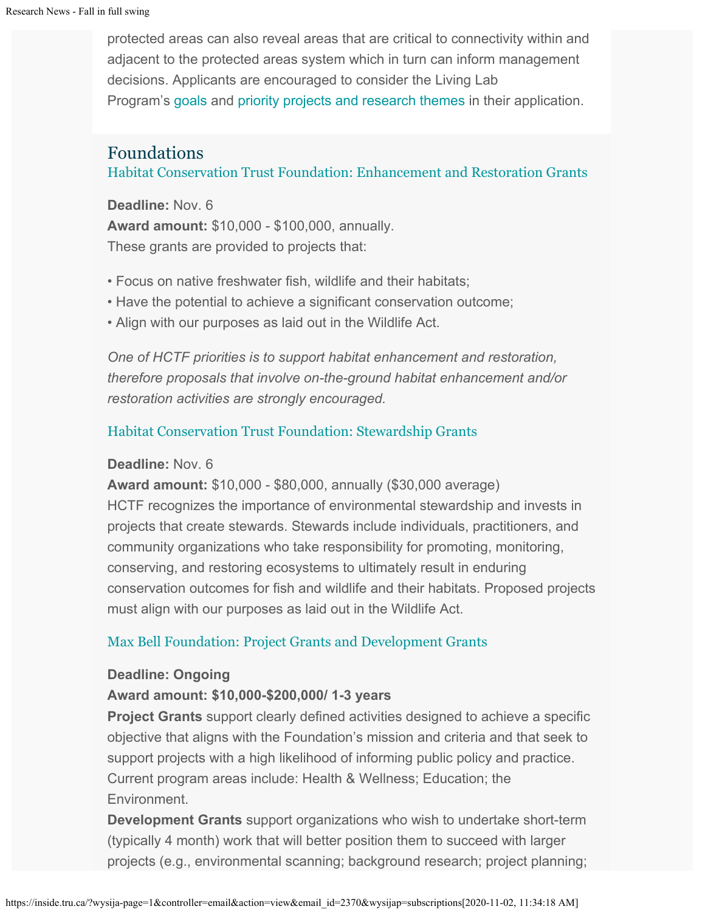protected areas can also reveal areas that are critical to connectivity within and adjacent to the protected areas system which in turn can inform management decisions. Applicants are encouraged to consider the Living Lab Program's goals and priority projects and research themes in their application.

## Foundations

### Habitat Conservation Trust Foundation: Enhancement and Restoration Grants

**Deadline:** Nov. 6
**Award amount:** $10,000 - $100,000, annually.
These grants are provided to projects that:

- Focus on native freshwater fish, wildlife and their habitats;
- Have the potential to achieve a significant conservation outcome;
- Align with our purposes as laid out in the Wildlife Act.

*One of HCTF priorities is to support habitat enhancement and restoration, therefore proposals that involve on-the-ground habitat enhancement and/or restoration activities are strongly encouraged.*

### Habitat Conservation Trust Foundation: Stewardship Grants

**Deadline:** Nov. 6
**Award amount:** $10,000 - $80,000, annually ($30,000 average)
HCTF recognizes the importance of environmental stewardship and invests in projects that create stewards. Stewards include individuals, practitioners, and community organizations who take responsibility for promoting, monitoring, conserving, and restoring ecosystems to ultimately result in enduring conservation outcomes for fish and wildlife and their habitats. Proposed projects must align with our purposes as laid out in the Wildlife Act.

### Max Bell Foundation: Project Grants and Development Grants

**Deadline: Ongoing**
**Award amount: $10,000-$200,000/ 1-3 years**
**Project Grants** support clearly defined activities designed to achieve a specific objective that aligns with the Foundation's mission and criteria and that seek to support projects with a high likelihood of informing public policy and practice. Current program areas include: Health & Wellness; Education; the Environment.
**Development Grants** support organizations who wish to undertake short-term (typically 4 month) work that will better position them to succeed with larger projects (e.g., environmental scanning; background research; project planning;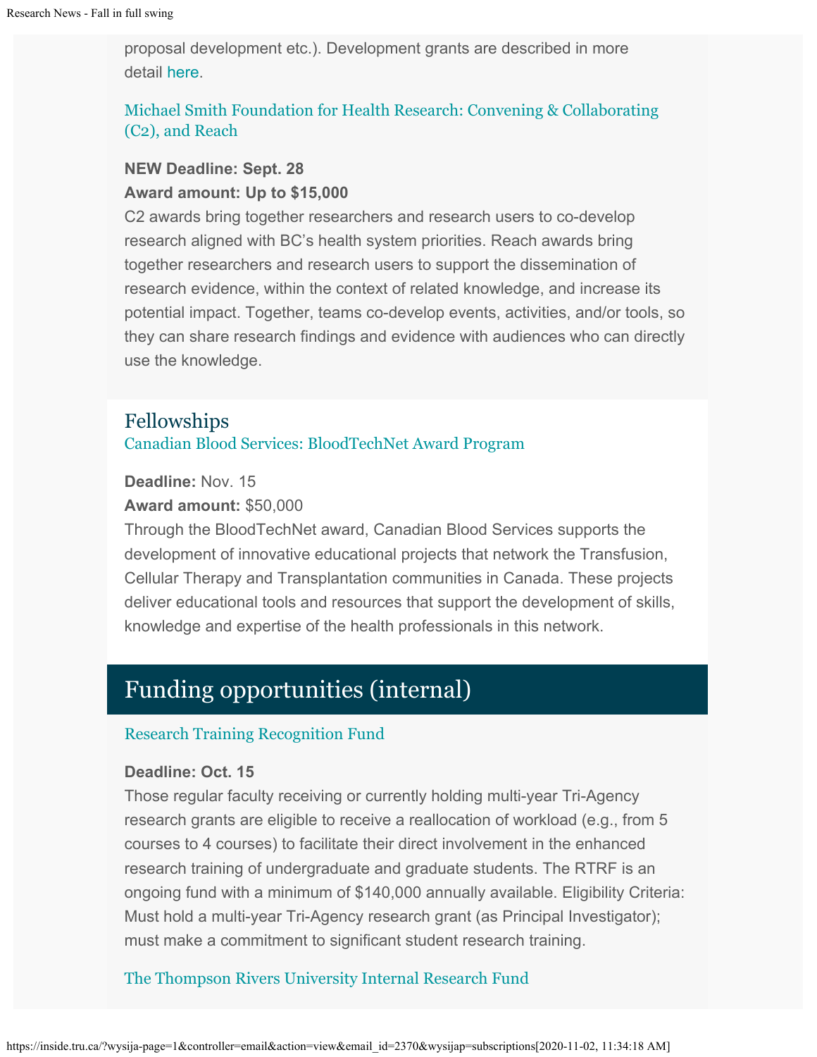proposal development etc.). Development grants are described in more detail here.

### Michael Smith Foundation for Health Research: Convening & Collaborating (C2), and Reach

**NEW Deadline: Sept. 28**
**Award amount: Up to $15,000**
C2 awards bring together researchers and research users to co-develop research aligned with BC's health system priorities. Reach awards bring together researchers and research users to support the dissemination of research evidence, within the context of related knowledge, and increase its potential impact. Together, teams co-develop events, activities, and/or tools, so they can share research findings and evidence with audiences who can directly use the knowledge.

## Fellowships

### Canadian Blood Services: BloodTechNet Award Program

**Deadline:** Nov. 15
**Award amount:** $50,000
Through the BloodTechNet award, Canadian Blood Services supports the development of innovative educational projects that network the Transfusion, Cellular Therapy and Transplantation communities in Canada. These projects deliver educational tools and resources that support the development of skills, knowledge and expertise of the health professionals in this network.

## Funding opportunities (internal)

### Research Training Recognition Fund

**Deadline: Oct. 15**
Those regular faculty receiving or currently holding multi-year Tri-Agency research grants are eligible to receive a reallocation of workload (e.g., from 5 courses to 4 courses) to facilitate their direct involvement in the enhanced research training of undergraduate and graduate students. The RTRF is an ongoing fund with a minimum of $140,000 annually available. Eligibility Criteria: Must hold a multi-year Tri-Agency research grant (as Principal Investigator); must make a commitment to significant student research training.

### The Thompson Rivers University Internal Research Fund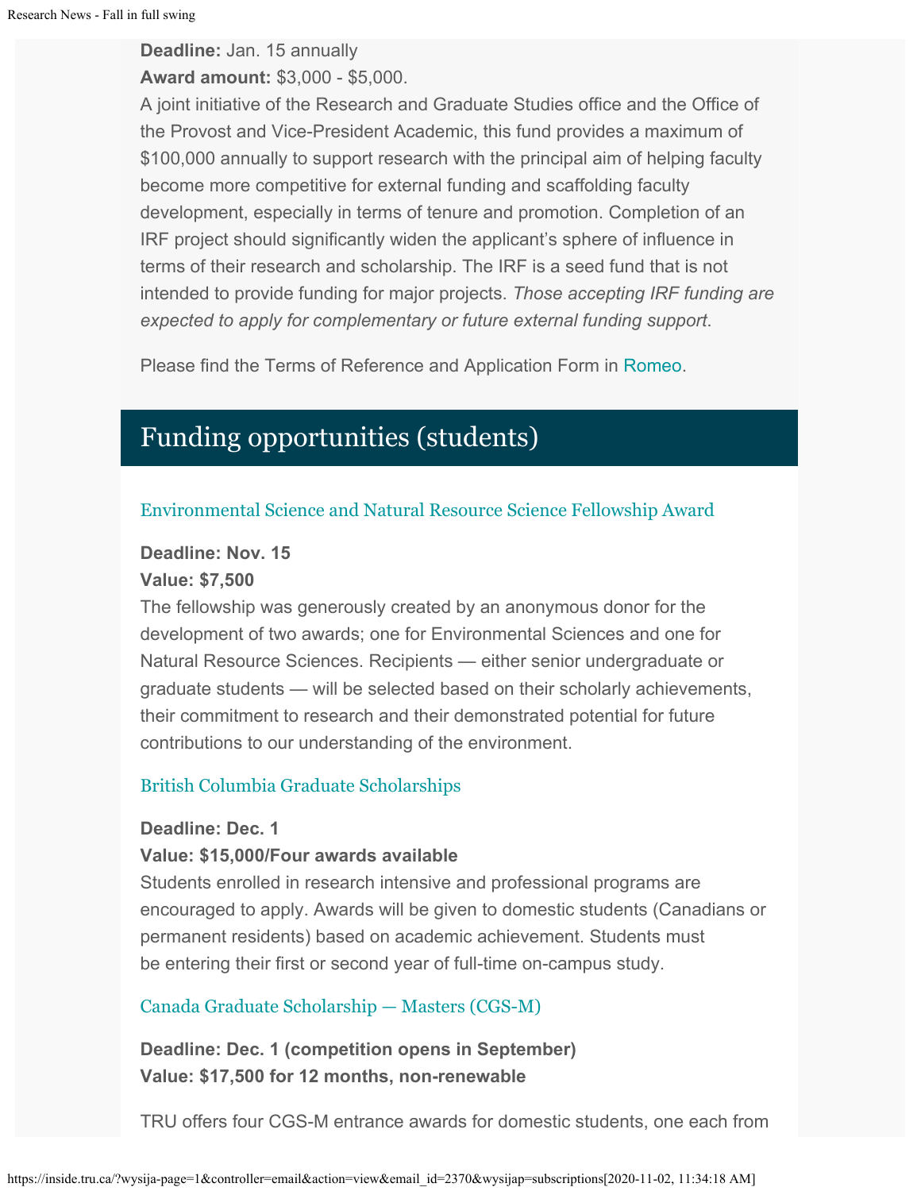**Deadline:** Jan. 15 annually

**Award amount:** $3,000 - $5,000.

A joint initiative of the Research and Graduate Studies office and the Office of the Provost and Vice-President Academic, this fund provides a maximum of $100,000 annually to support research with the principal aim of helping faculty become more competitive for external funding and scaffolding faculty development, especially in terms of tenure and promotion. Completion of an IRF project should significantly widen the applicant's sphere of influence in terms of their research and scholarship. The IRF is a seed fund that is not intended to provide funding for major projects. *Those accepting IRF funding are expected to apply for complementary or future external funding support*.

Please find the Terms of Reference and Application Form in Romeo.

## Funding opportunities (students)

### Environmental Science and Natural Resource Science Fellowship Award

**Deadline: Nov. 15**

**Value: $7,500**

The fellowship was generously created by an anonymous donor for the development of two awards; one for Environmental Sciences and one for Natural Resource Sciences. Recipients — either senior undergraduate or graduate students — will be selected based on their scholarly achievements, their commitment to research and their demonstrated potential for future contributions to our understanding of the environment.

### British Columbia Graduate Scholarships

**Deadline: Dec. 1**

**Value: $15,000/Four awards available**

Students enrolled in research intensive and professional programs are encouraged to apply. Awards will be given to domestic students (Canadians or permanent residents) based on academic achievement. Students must be entering their first or second year of full-time on-campus study.

### Canada Graduate Scholarship — Masters (CGS-M)

**Deadline: Dec. 1 (competition opens in September)**

**Value: $17,500 for 12 months, non-renewable**

TRU offers four CGS-M entrance awards for domestic students, one each from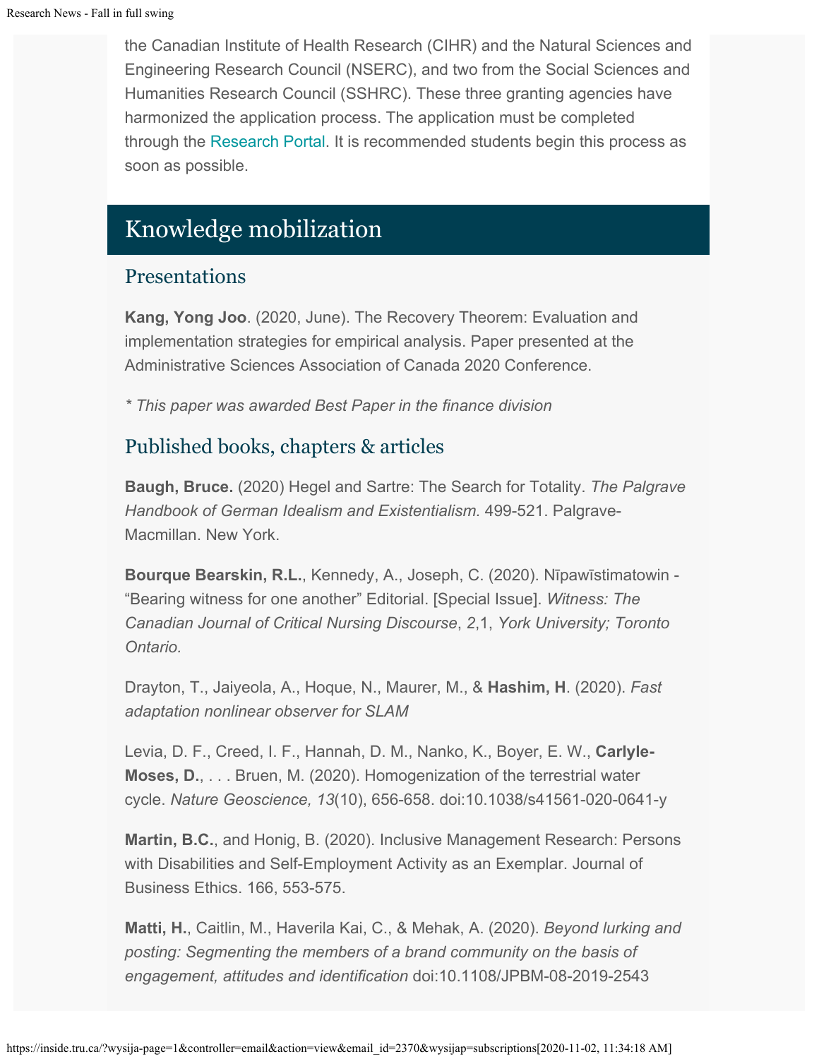the Canadian Institute of Health Research (CIHR) and the Natural Sciences and Engineering Research Council (NSERC), and two from the Social Sciences and Humanities Research Council (SSHRC). These three granting agencies have harmonized the application process. The application must be completed through the Research Portal. It is recommended students begin this process as soon as possible.

# Knowledge mobilization

## Presentations

**Kang, Yong Joo**. (2020, June). The Recovery Theorem: Evaluation and implementation strategies for empirical analysis. Paper presented at the Administrative Sciences Association of Canada 2020 Conference.

*\* This paper was awarded Best Paper in the finance division*

## Published books, chapters & articles

**Baugh, Bruce.** (2020) Hegel and Sartre: The Search for Totality. *The Palgrave Handbook of German Idealism and Existentialism.* 499-521. Palgrave-Macmillan. New York.

**Bourque Bearskin, R.L.**, Kennedy, A., Joseph, C. (2020). Nīpawīstimatowin - "Bearing witness for one another" Editorial. [Special Issue]. *Witness: The Canadian Journal of Critical Nursing Discourse*, 2,1, *York University; Toronto Ontario.*

Drayton, T., Jaiyeola, A., Hoque, N., Maurer, M., & **Hashim, H**. (2020). *Fast adaptation nonlinear observer for SLAM*

Levia, D. F., Creed, I. F., Hannah, D. M., Nanko, K., Boyer, E. W., **Carlyle-Moses, D.**, . . . Bruen, M. (2020). Homogenization of the terrestrial water cycle. *Nature Geoscience, 13*(10), 656-658. doi:10.1038/s41561-020-0641-y

**Martin, B.C.**, and Honig, B. (2020). Inclusive Management Research: Persons with Disabilities and Self-Employment Activity as an Exemplar. Journal of Business Ethics. 166, 553-575.

**Matti, H.**, Caitlin, M., Haverila Kai, C., & Mehak, A. (2020). *Beyond lurking and posting: Segmenting the members of a brand community on the basis of engagement, attitudes and identification* doi:10.1108/JPBM-08-2019-2543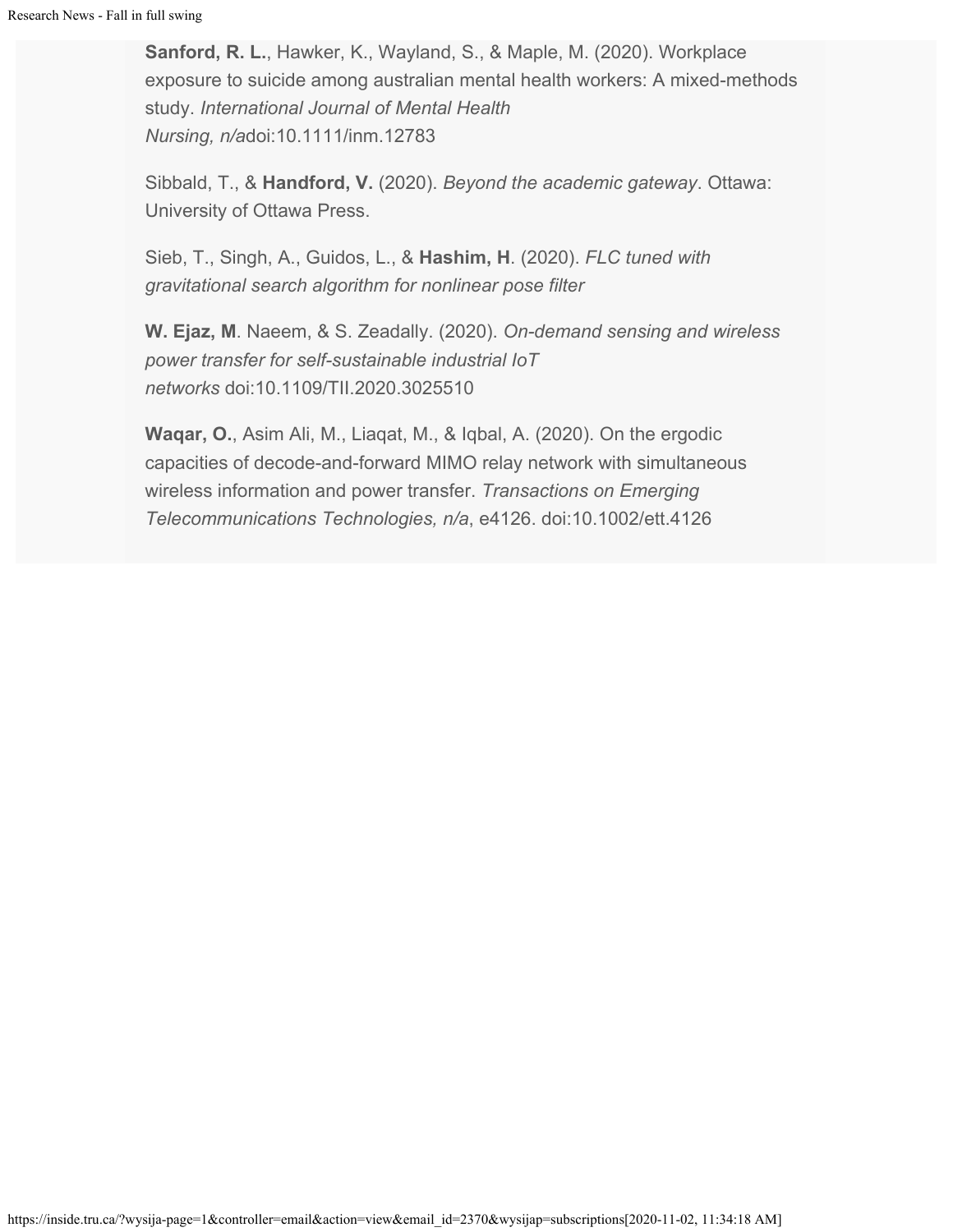**Sanford, R. L.**, Hawker, K., Wayland, S., & Maple, M. (2020). Workplace exposure to suicide among australian mental health workers: A mixed-methods study. *International Journal of Mental Health Nursing, n/a*doi:10.1111/inm.12783

Sibbald, T., & **Handford, V.** (2020). *Beyond the academic gateway*. Ottawa: University of Ottawa Press.

Sieb, T., Singh, A., Guidos, L., & **Hashim, H**. (2020). *FLC tuned with gravitational search algorithm for nonlinear pose filter*

**W. Ejaz, M**. Naeem, & S. Zeadally. (2020). *On-demand sensing and wireless power transfer for self-sustainable industrial IoT networks* doi:10.1109/TII.2020.3025510

**Waqar, O.**, Asim Ali, M., Liaqat, M., & Iqbal, A. (2020). On the ergodic capacities of decode-and-forward MIMO relay network with simultaneous wireless information and power transfer. *Transactions on Emerging Telecommunications Technologies, n/a*, e4126. doi:10.1002/ett.4126